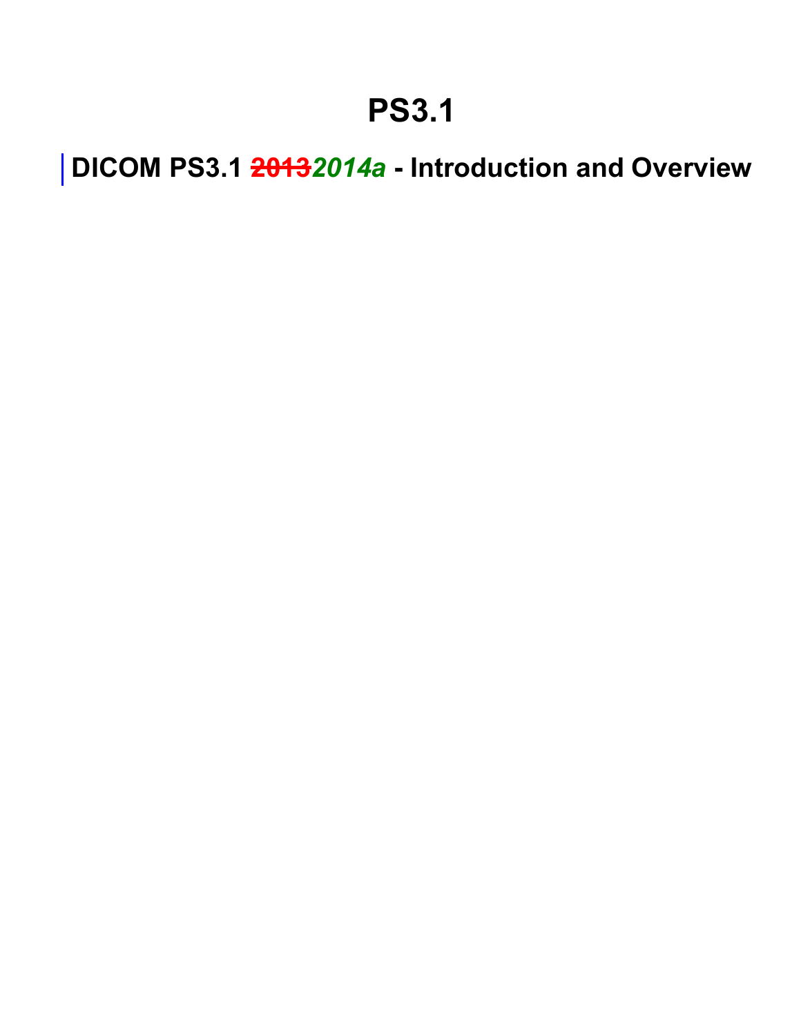# PS3.1

## DICOM PS3.1 ~~2013~~*2014a* - Introduction and Overview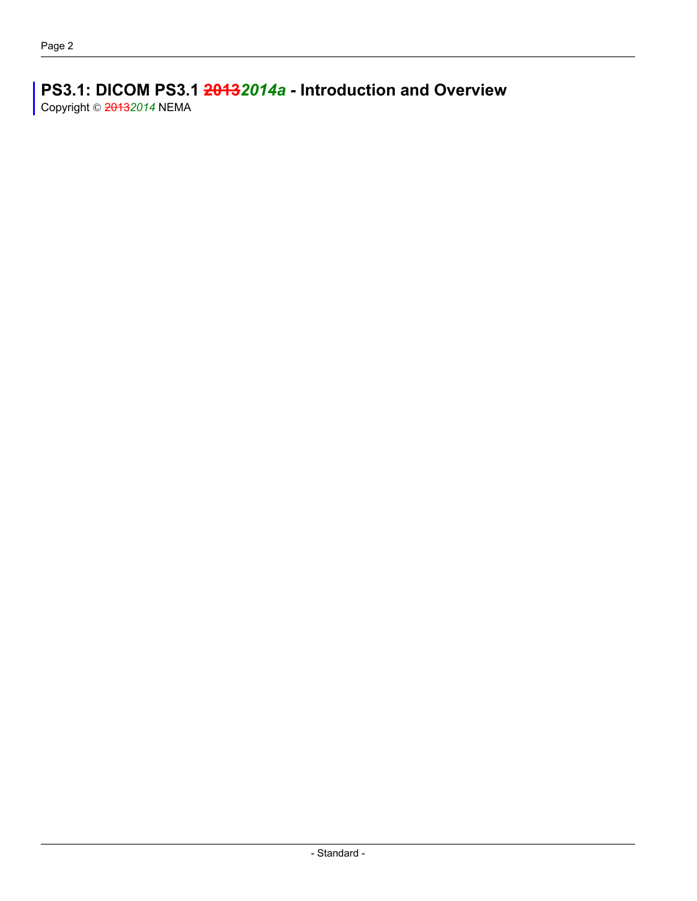**PS3.1: DICOM PS3.1 ~~2013~~*2014a* - Introduction and Overview**

Copyright © ~~2013~~*2014* NEMA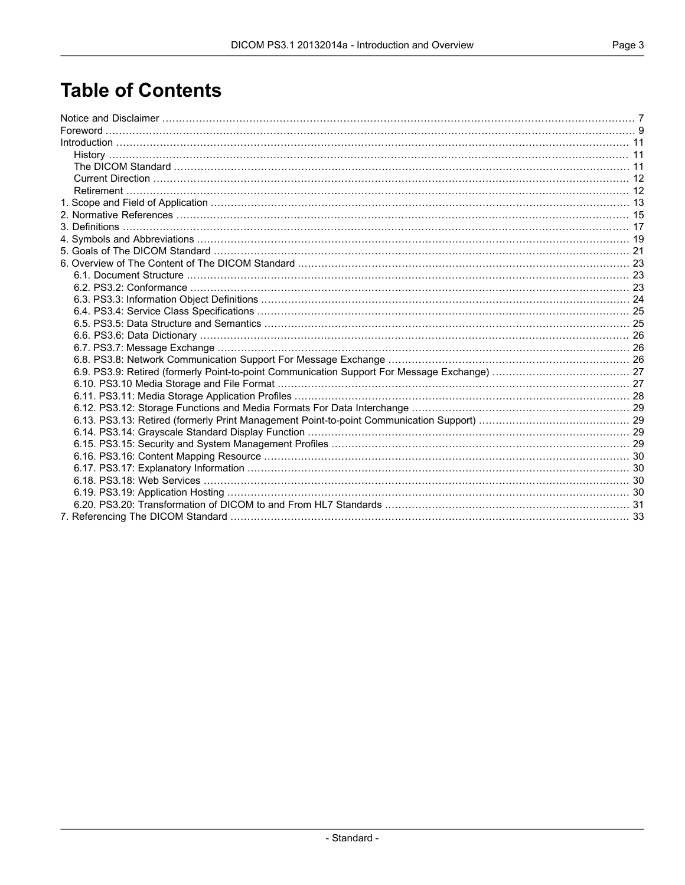# Table of Contents

Notice and Disclaimer ... 7
Foreword ... 9
Introduction ... 11
- History ... 11
- The DICOM Standard ... 11
- Current Direction ... 12
- Retirement ... 12

1. Scope and Field of Application ... 13
2. Normative References ... 15
3. Definitions ... 17
4. Symbols and Abbreviations ... 19
5. Goals of The DICOM Standard ... 21
6. Overview of The Content of The DICOM Standard ... 23
   - 6.1. Document Structure ... 23
   - 6.2. PS3.2: Conformance ... 23
   - 6.3. PS3.3: Information Object Definitions ... 24
   - 6.4. PS3.4: Service Class Specifications ... 25
   - 6.5. PS3.5: Data Structure and Semantics ... 25
   - 6.6. PS3.6: Data Dictionary ... 26
   - 6.7. PS3.7: Message Exchange ... 26
   - 6.8. PS3.8: Network Communication Support For Message Exchange ... 26
   - 6.9. PS3.9: Retired (formerly Point-to-point Communication Support For Message Exchange) ... 27
   - 6.10. PS3.10 Media Storage and File Format ... 27
   - 6.11. PS3.11: Media Storage Application Profiles ... 28
   - 6.12. PS3.12: Storage Functions and Media Formats For Data Interchange ... 29
   - 6.13. PS3.13: Retired (formerly Print Management Point-to-point Communication Support) ... 29
   - 6.14. PS3.14: Grayscale Standard Display Function ... 29
   - 6.15. PS3.15: Security and System Management Profiles ... 29
   - 6.16. PS3.16: Content Mapping Resource ... 30
   - 6.17. PS3.17: Explanatory Information ... 30
   - 6.18. PS3.18: Web Services ... 30
   - 6.19. PS3.19: Application Hosting ... 30
   - 6.20. PS3.20: Transformation of DICOM to and From HL7 Standards ... 31
7. Referencing The DICOM Standard ... 33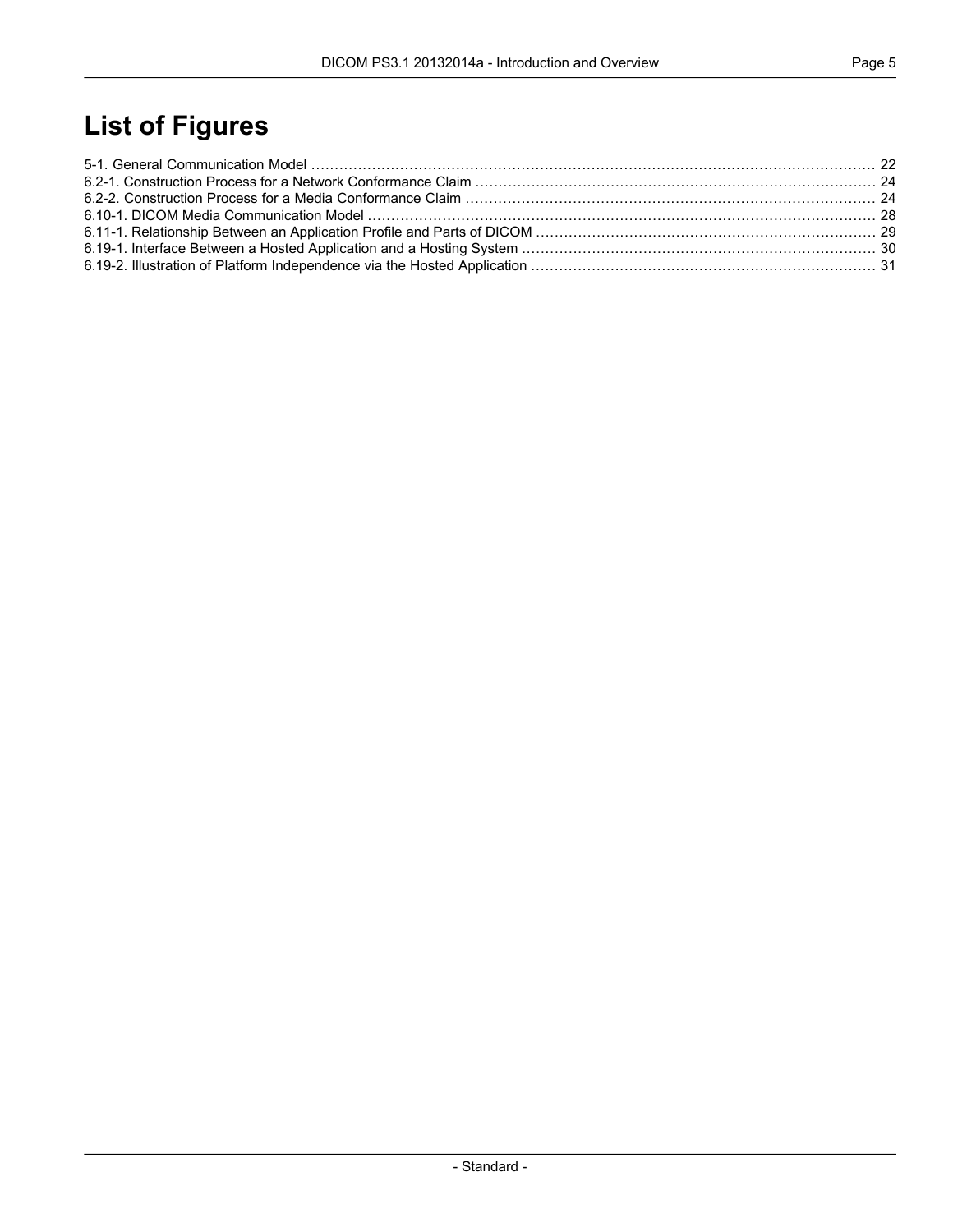# List of Figures

5-1. General Communication Model ........................................................ 22
6.2-1. Construction Process for a Network Conformance Claim ........................................................ 24
6.2-2. Construction Process for a Media Conformance Claim ........................................................ 24
6.10-1. DICOM Media Communication Model ........................................................ 28
6.11-1. Relationship Between an Application Profile and Parts of DICOM ........................................................ 29
6.19-1. Interface Between a Hosted Application and a Hosting System ........................................................ 30
6.19-2. Illustration of Platform Independence via the Hosted Application ........................................................ 31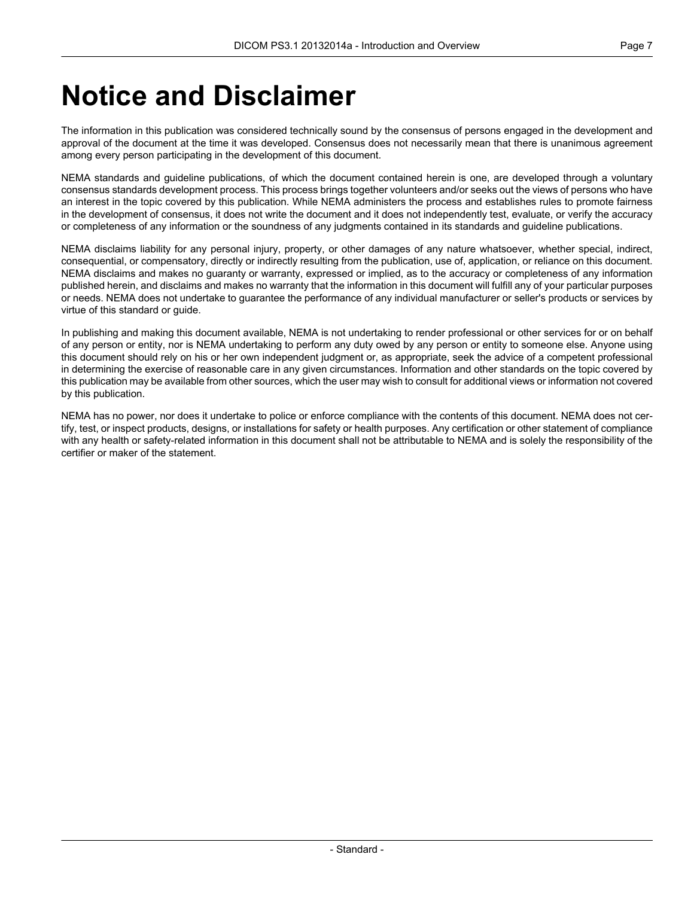# Notice and Disclaimer

The information in this publication was considered technically sound by the consensus of persons engaged in the development and approval of the document at the time it was developed. Consensus does not necessarily mean that there is unanimous agreement among every person participating in the development of this document.

NEMA standards and guideline publications, of which the document contained herein is one, are developed through a voluntary consensus standards development process. This process brings together volunteers and/or seeks out the views of persons who have an interest in the topic covered by this publication. While NEMA administers the process and establishes rules to promote fairness in the development of consensus, it does not write the document and it does not independently test, evaluate, or verify the accuracy or completeness of any information or the soundness of any judgments contained in its standards and guideline publications.

NEMA disclaims liability for any personal injury, property, or other damages of any nature whatsoever, whether special, indirect, consequential, or compensatory, directly or indirectly resulting from the publication, use of, application, or reliance on this document. NEMA disclaims and makes no guaranty or warranty, expressed or implied, as to the accuracy or completeness of any information published herein, and disclaims and makes no warranty that the information in this document will fulfill any of your particular purposes or needs. NEMA does not undertake to guarantee the performance of any individual manufacturer or seller's products or services by virtue of this standard or guide.

In publishing and making this document available, NEMA is not undertaking to render professional or other services for or on behalf of any person or entity, nor is NEMA undertaking to perform any duty owed by any person or entity to someone else. Anyone using this document should rely on his or her own independent judgment or, as appropriate, seek the advice of a competent professional in determining the exercise of reasonable care in any given circumstances. Information and other standards on the topic covered by this publication may be available from other sources, which the user may wish to consult for additional views or information not covered by this publication.

NEMA has no power, nor does it undertake to police or enforce compliance with the contents of this document. NEMA does not certify, test, or inspect products, designs, or installations for safety or health purposes. Any certification or other statement of compliance with any health or safety-related information in this document shall not be attributable to NEMA and is solely the responsibility of the certifier or maker of the statement.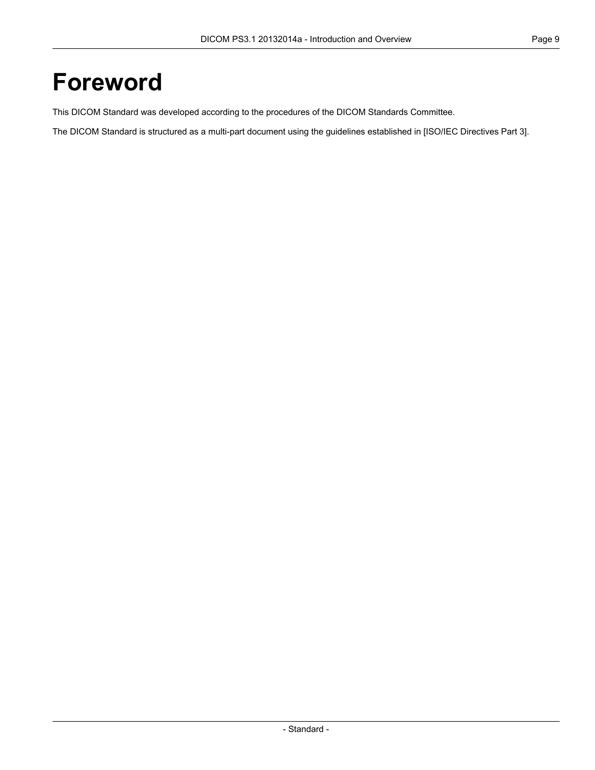# Foreword

This DICOM Standard was developed according to the procedures of the DICOM Standards Committee.

The DICOM Standard is structured as a multi-part document using the guidelines established in [ISO/IEC Directives Part 3].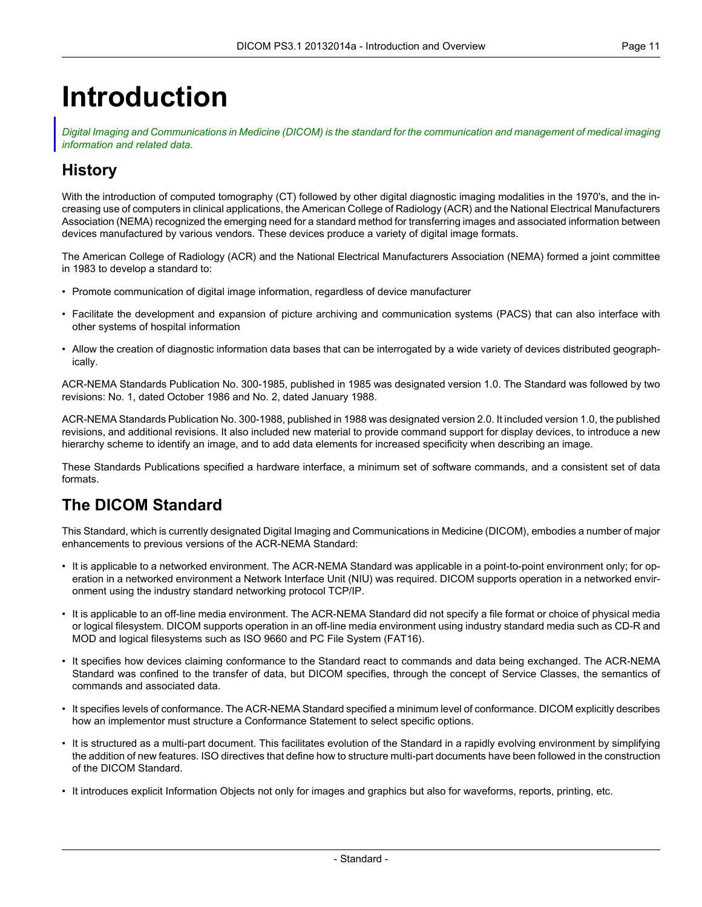# Introduction

*Digital Imaging and Communications in Medicine (DICOM) is the standard for the communication and management of medical imaging information and related data.*

## History

With the introduction of computed tomography (CT) followed by other digital diagnostic imaging modalities in the 1970's, and the increasing use of computers in clinical applications, the American College of Radiology (ACR) and the National Electrical Manufacturers Association (NEMA) recognized the emerging need for a standard method for transferring images and associated information between devices manufactured by various vendors. These devices produce a variety of digital image formats.

The American College of Radiology (ACR) and the National Electrical Manufacturers Association (NEMA) formed a joint committee in 1983 to develop a standard to:

- Promote communication of digital image information, regardless of device manufacturer
- Facilitate the development and expansion of picture archiving and communication systems (PACS) that can also interface with other systems of hospital information
- Allow the creation of diagnostic information data bases that can be interrogated by a wide variety of devices distributed geographically.

ACR-NEMA Standards Publication No. 300-1985, published in 1985 was designated version 1.0. The Standard was followed by two revisions: No. 1, dated October 1986 and No. 2, dated January 1988.

ACR-NEMA Standards Publication No. 300-1988, published in 1988 was designated version 2.0. It included version 1.0, the published revisions, and additional revisions. It also included new material to provide command support for display devices, to introduce a new hierarchy scheme to identify an image, and to add data elements for increased specificity when describing an image.

These Standards Publications specified a hardware interface, a minimum set of software commands, and a consistent set of data formats.

## The DICOM Standard

This Standard, which is currently designated Digital Imaging and Communications in Medicine (DICOM), embodies a number of major enhancements to previous versions of the ACR-NEMA Standard:

- It is applicable to a networked environment. The ACR-NEMA Standard was applicable in a point-to-point environment only; for operation in a networked environment a Network Interface Unit (NIU) was required. DICOM supports operation in a networked environment using the industry standard networking protocol TCP/IP.
- It is applicable to an off-line media environment. The ACR-NEMA Standard did not specify a file format or choice of physical media or logical filesystem. DICOM supports operation in an off-line media environment using industry standard media such as CD-R and MOD and logical filesystems such as ISO 9660 and PC File System (FAT16).
- It specifies how devices claiming conformance to the Standard react to commands and data being exchanged. The ACR-NEMA Standard was confined to the transfer of data, but DICOM specifies, through the concept of Service Classes, the semantics of commands and associated data.
- It specifies levels of conformance. The ACR-NEMA Standard specified a minimum level of conformance. DICOM explicitly describes how an implementor must structure a Conformance Statement to select specific options.
- It is structured as a multi-part document. This facilitates evolution of the Standard in a rapidly evolving environment by simplifying the addition of new features. ISO directives that define how to structure multi-part documents have been followed in the construction of the DICOM Standard.
- It introduces explicit Information Objects not only for images and graphics but also for waveforms, reports, printing, etc.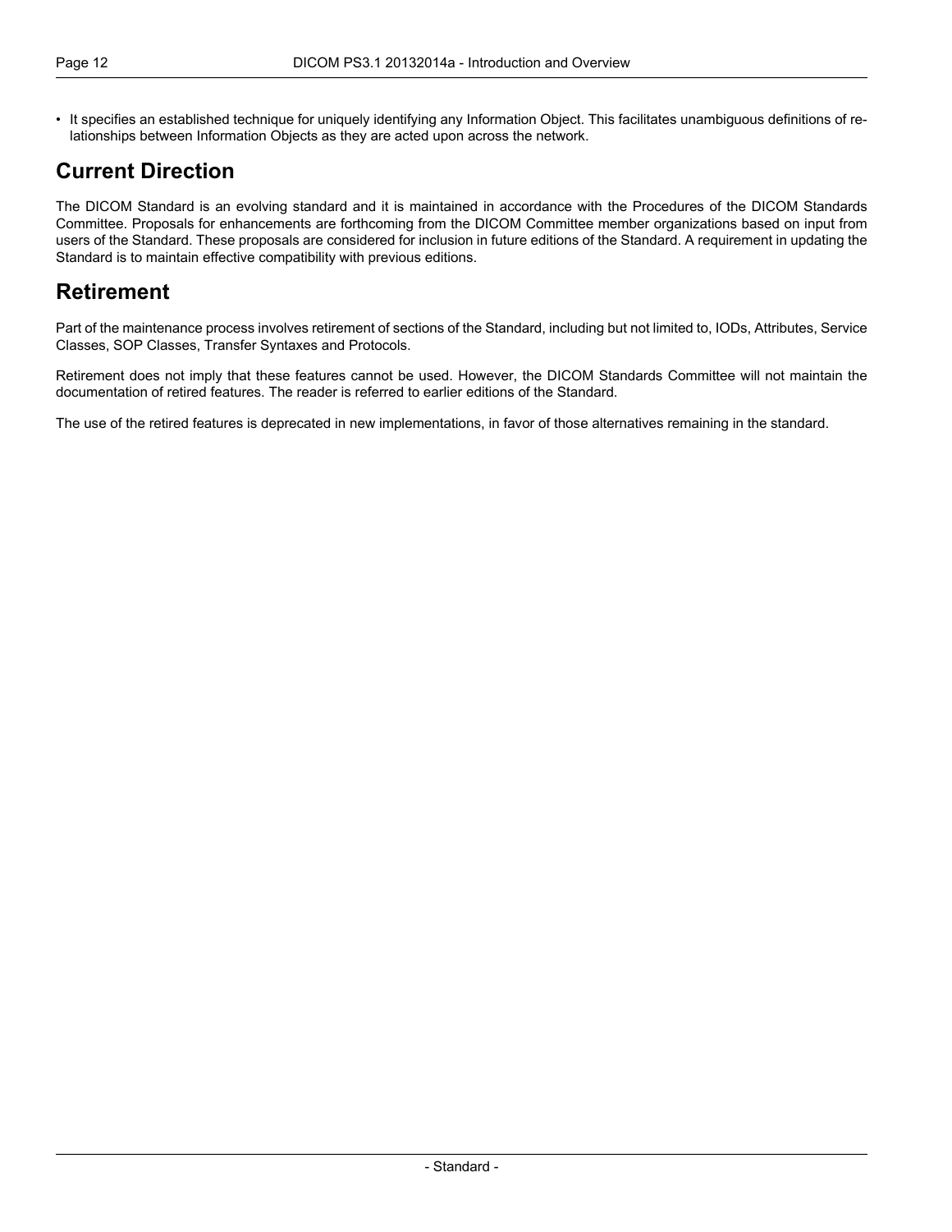- It specifies an established technique for uniquely identifying any Information Object. This facilitates unambiguous definitions of relationships between Information Objects as they are acted upon across the network.

## Current Direction

The DICOM Standard is an evolving standard and it is maintained in accordance with the Procedures of the DICOM Standards Committee. Proposals for enhancements are forthcoming from the DICOM Committee member organizations based on input from users of the Standard. These proposals are considered for inclusion in future editions of the Standard. A requirement in updating the Standard is to maintain effective compatibility with previous editions.

## Retirement

Part of the maintenance process involves retirement of sections of the Standard, including but not limited to, IODs, Attributes, Service Classes, SOP Classes, Transfer Syntaxes and Protocols.

Retirement does not imply that these features cannot be used. However, the DICOM Standards Committee will not maintain the documentation of retired features. The reader is referred to earlier editions of the Standard.

The use of the retired features is deprecated in new implementations, in favor of those alternatives remaining in the standard.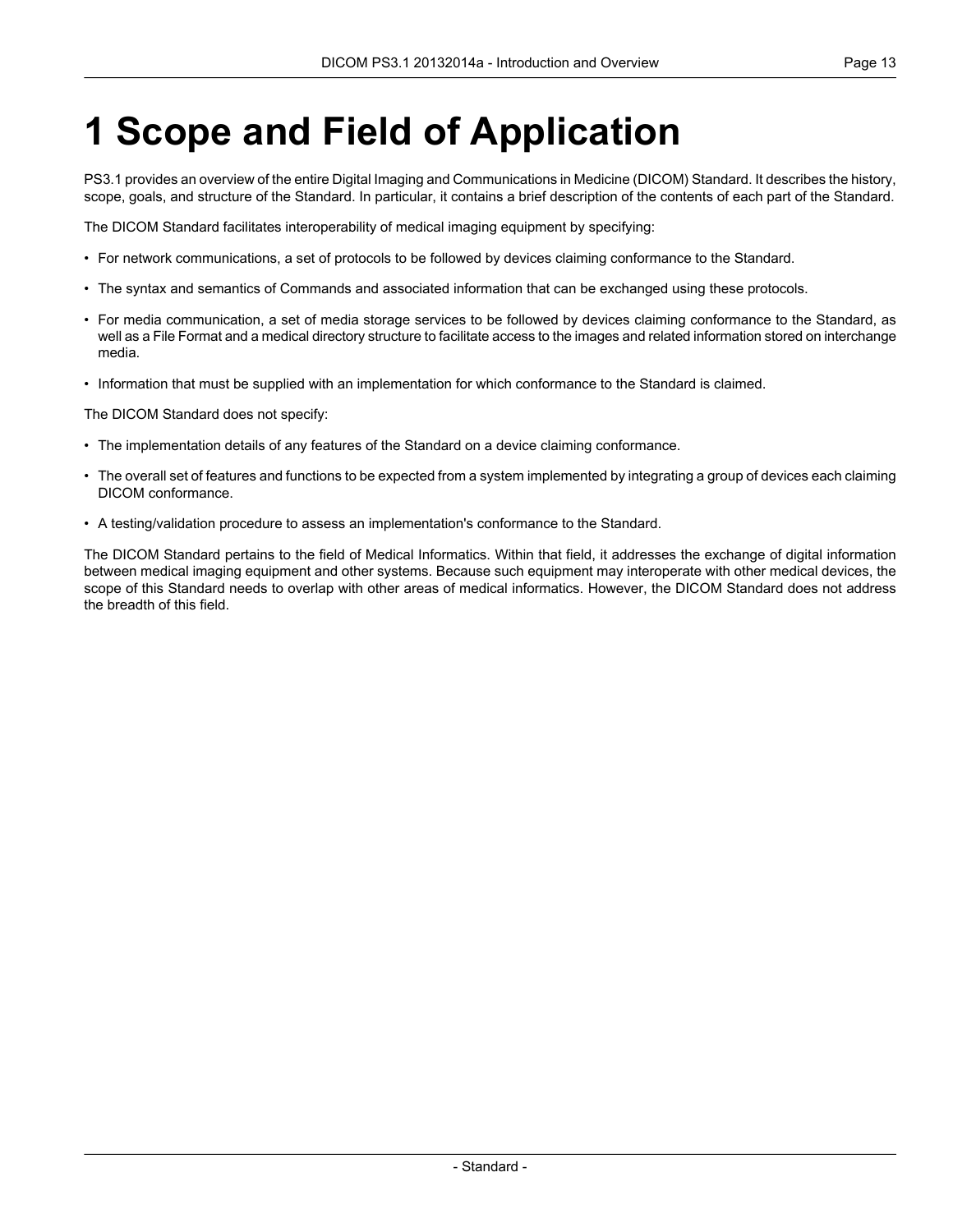# 1 Scope and Field of Application

PS3.1 provides an overview of the entire Digital Imaging and Communications in Medicine (DICOM) Standard. It describes the history, scope, goals, and structure of the Standard. In particular, it contains a brief description of the contents of each part of the Standard.

The DICOM Standard facilitates interoperability of medical imaging equipment by specifying:

- For network communications, a set of protocols to be followed by devices claiming conformance to the Standard.
- The syntax and semantics of Commands and associated information that can be exchanged using these protocols.
- For media communication, a set of media storage services to be followed by devices claiming conformance to the Standard, as well as a File Format and a medical directory structure to facilitate access to the images and related information stored on interchange media.
- Information that must be supplied with an implementation for which conformance to the Standard is claimed.

The DICOM Standard does not specify:

- The implementation details of any features of the Standard on a device claiming conformance.
- The overall set of features and functions to be expected from a system implemented by integrating a group of devices each claiming DICOM conformance.
- A testing/validation procedure to assess an implementation's conformance to the Standard.

The DICOM Standard pertains to the field of Medical Informatics. Within that field, it addresses the exchange of digital information between medical imaging equipment and other systems. Because such equipment may interoperate with other medical devices, the scope of this Standard needs to overlap with other areas of medical informatics. However, the DICOM Standard does not address the breadth of this field.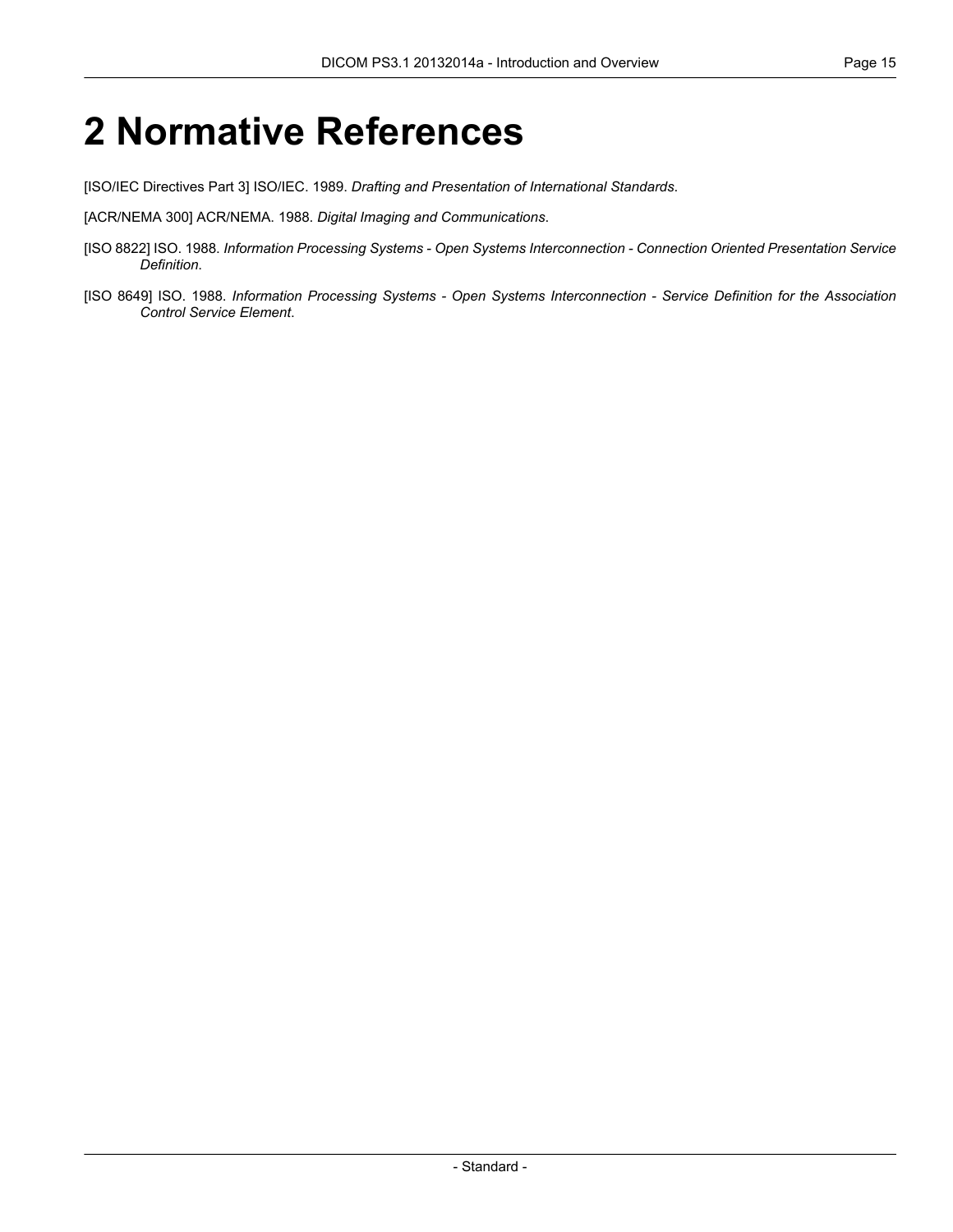# 2 Normative References

[ISO/IEC Directives Part 3] ISO/IEC. 1989. *Drafting and Presentation of International Standards*.

[ACR/NEMA 300] ACR/NEMA. 1988. *Digital Imaging and Communications*.

[ISO 8822] ISO. 1988. *Information Processing Systems - Open Systems Interconnection - Connection Oriented Presentation Service Definition*.

[ISO 8649] ISO. 1988. *Information Processing Systems - Open Systems Interconnection - Service Definition for the Association Control Service Element*.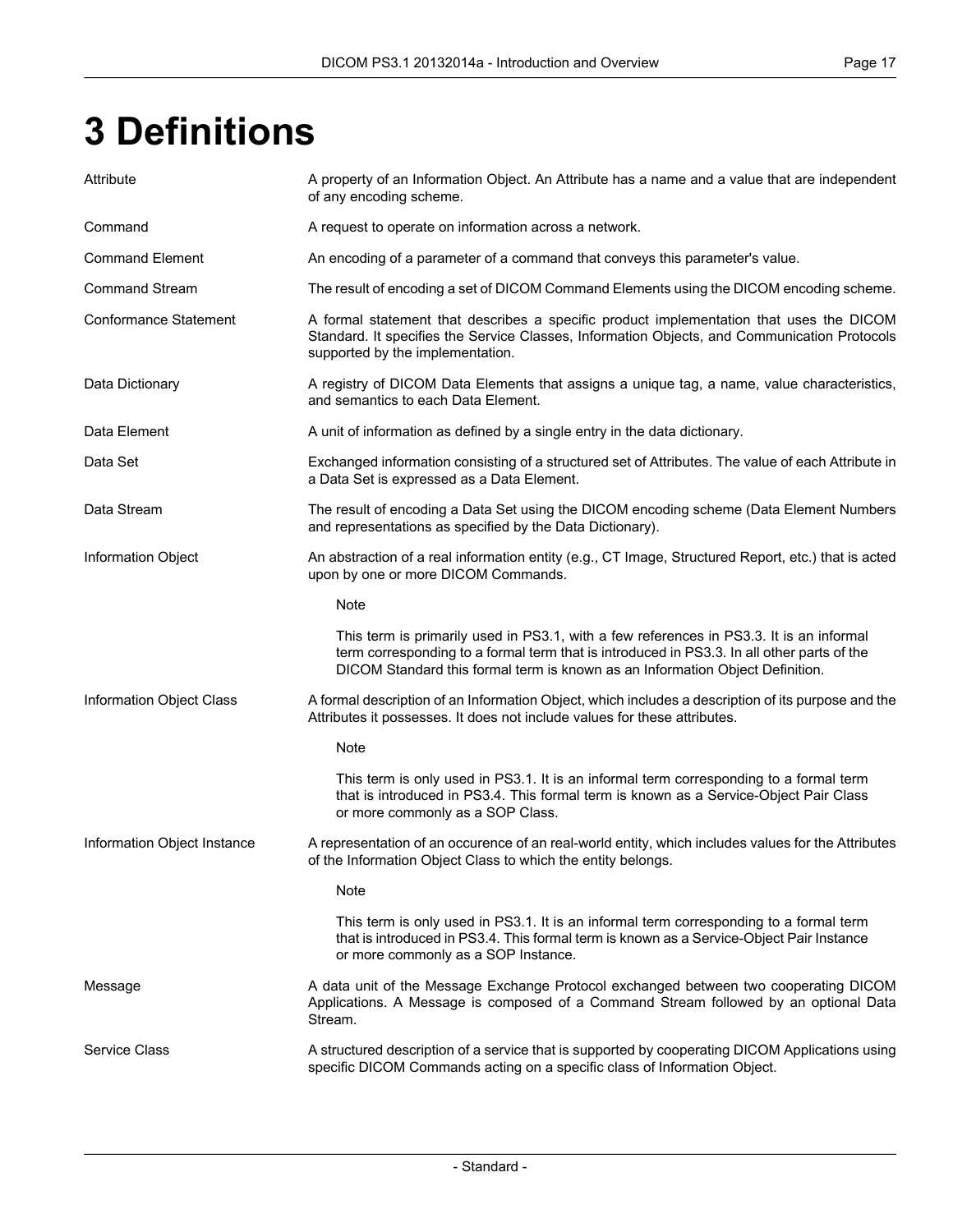# 3 Definitions

Attribute
: A property of an Information Object. An Attribute has a name and a value that are independent of any encoding scheme.

Command
: A request to operate on information across a network.

Command Element
: An encoding of a parameter of a command that conveys this parameter's value.

Command Stream
: The result of encoding a set of DICOM Command Elements using the DICOM encoding scheme.

Conformance Statement
: A formal statement that describes a specific product implementation that uses the DICOM Standard. It specifies the Service Classes, Information Objects, and Communication Protocols supported by the implementation.

Data Dictionary
: A registry of DICOM Data Elements that assigns a unique tag, a name, value characteristics, and semantics to each Data Element.

Data Element
: A unit of information as defined by a single entry in the data dictionary.

Data Set
: Exchanged information consisting of a structured set of Attributes. The value of each Attribute in a Data Set is expressed as a Data Element.

Data Stream
: The result of encoding a Data Set using the DICOM encoding scheme (Data Element Numbers and representations as specified by the Data Dictionary).

Information Object
: An abstraction of a real information entity (e.g., CT Image, Structured Report, etc.) that is acted upon by one or more DICOM Commands.

> Note
>
> This term is primarily used in PS3.1, with a few references in PS3.3. It is an informal term corresponding to a formal term that is introduced in PS3.3. In all other parts of the DICOM Standard this formal term is known as an Information Object Definition.

Information Object Class
: A formal description of an Information Object, which includes a description of its purpose and the Attributes it possesses. It does not include values for these attributes.

> Note
>
> This term is only used in PS3.1. It is an informal term corresponding to a formal term that is introduced in PS3.4. This formal term is known as a Service-Object Pair Class or more commonly as a SOP Class.

Information Object Instance
: A representation of an occurence of an real-world entity, which includes values for the Attributes of the Information Object Class to which the entity belongs.

> Note
>
> This term is only used in PS3.1. It is an informal term corresponding to a formal term that is introduced in PS3.4. This formal term is known as a Service-Object Pair Instance or more commonly as a SOP Instance.

Message
: A data unit of the Message Exchange Protocol exchanged between two cooperating DICOM Applications. A Message is composed of a Command Stream followed by an optional Data Stream.

Service Class
: A structured description of a service that is supported by cooperating DICOM Applications using specific DICOM Commands acting on a specific class of Information Object.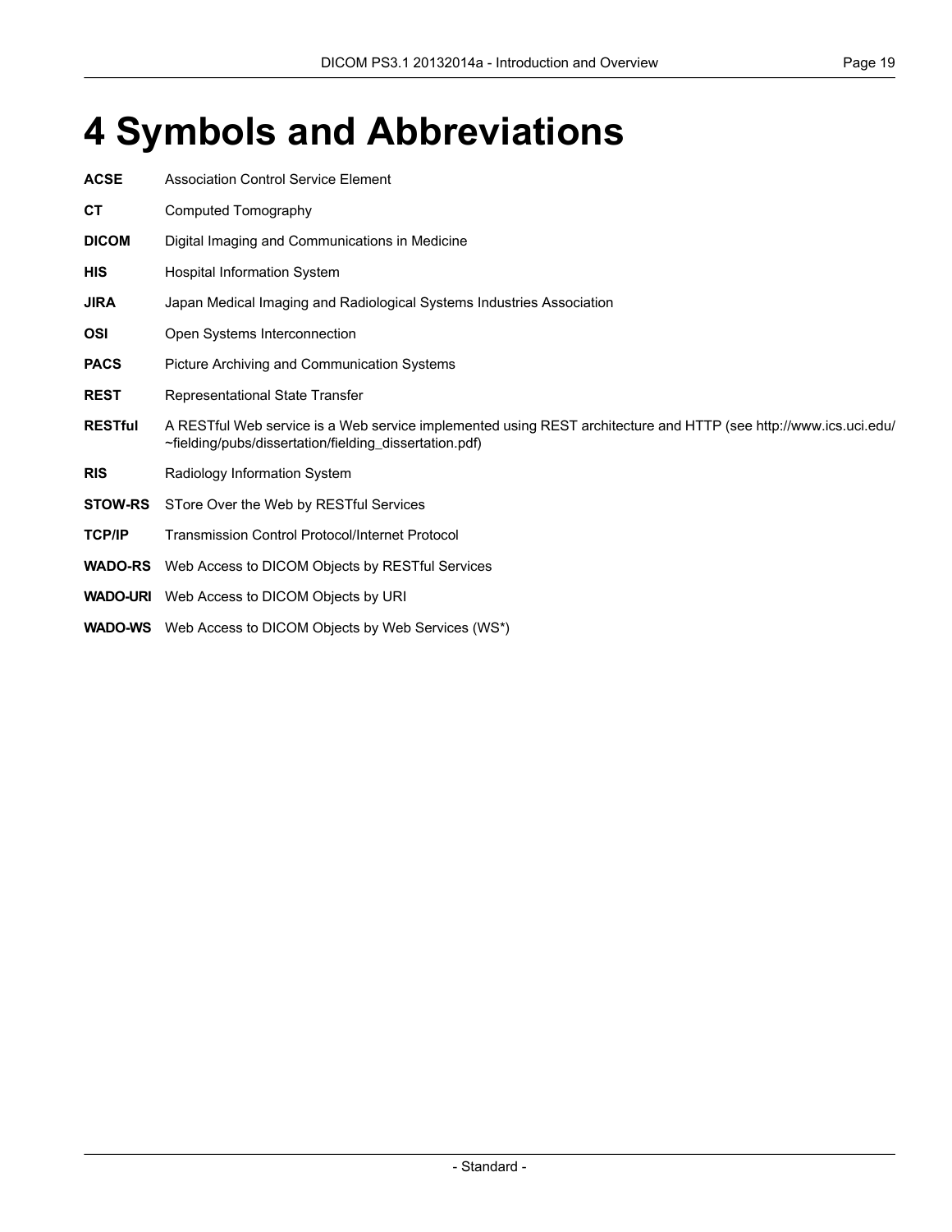# 4 Symbols and Abbreviations

**ACSE** Association Control Service Element

**CT** Computed Tomography

**DICOM** Digital Imaging and Communications in Medicine

**HIS** Hospital Information System

**JIRA** Japan Medical Imaging and Radiological Systems Industries Association

**OSI** Open Systems Interconnection

**PACS** Picture Archiving and Communication Systems

**REST** Representational State Transfer

**RESTful** A RESTful Web service is a Web service implemented using REST architecture and HTTP (see http://www.ics.uci.edu/~fielding/pubs/dissertation/fielding_dissertation.pdf)

**RIS** Radiology Information System

**STOW-RS** STore Over the Web by RESTful Services

**TCP/IP** Transmission Control Protocol/Internet Protocol

**WADO-RS** Web Access to DICOM Objects by RESTful Services

**WADO-URI** Web Access to DICOM Objects by URI

**WADO-WS** Web Access to DICOM Objects by Web Services (WS*)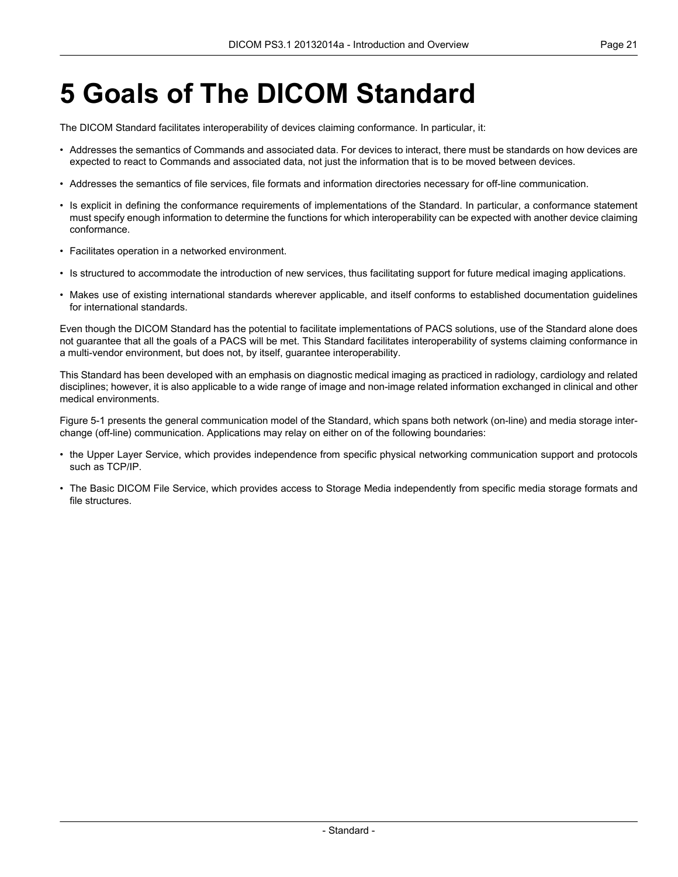# 5 Goals of The DICOM Standard

The DICOM Standard facilitates interoperability of devices claiming conformance. In particular, it:

- Addresses the semantics of Commands and associated data. For devices to interact, there must be standards on how devices are expected to react to Commands and associated data, not just the information that is to be moved between devices.
- Addresses the semantics of file services, file formats and information directories necessary for off-line communication.
- Is explicit in defining the conformance requirements of implementations of the Standard. In particular, a conformance statement must specify enough information to determine the functions for which interoperability can be expected with another device claiming conformance.
- Facilitates operation in a networked environment.
- Is structured to accommodate the introduction of new services, thus facilitating support for future medical imaging applications.
- Makes use of existing international standards wherever applicable, and itself conforms to established documentation guidelines for international standards.

Even though the DICOM Standard has the potential to facilitate implementations of PACS solutions, use of the Standard alone does not guarantee that all the goals of a PACS will be met. This Standard facilitates interoperability of systems claiming conformance in a multi-vendor environment, but does not, by itself, guarantee interoperability.

This Standard has been developed with an emphasis on diagnostic medical imaging as practiced in radiology, cardiology and related disciplines; however, it is also applicable to a wide range of image and non-image related information exchanged in clinical and other medical environments.

Figure 5-1 presents the general communication model of the Standard, which spans both network (on-line) and media storage interchange (off-line) communication. Applications may relay on either on of the following boundaries:

- the Upper Layer Service, which provides independence from specific physical networking communication support and protocols such as TCP/IP.
- The Basic DICOM File Service, which provides access to Storage Media independently from specific media storage formats and file structures.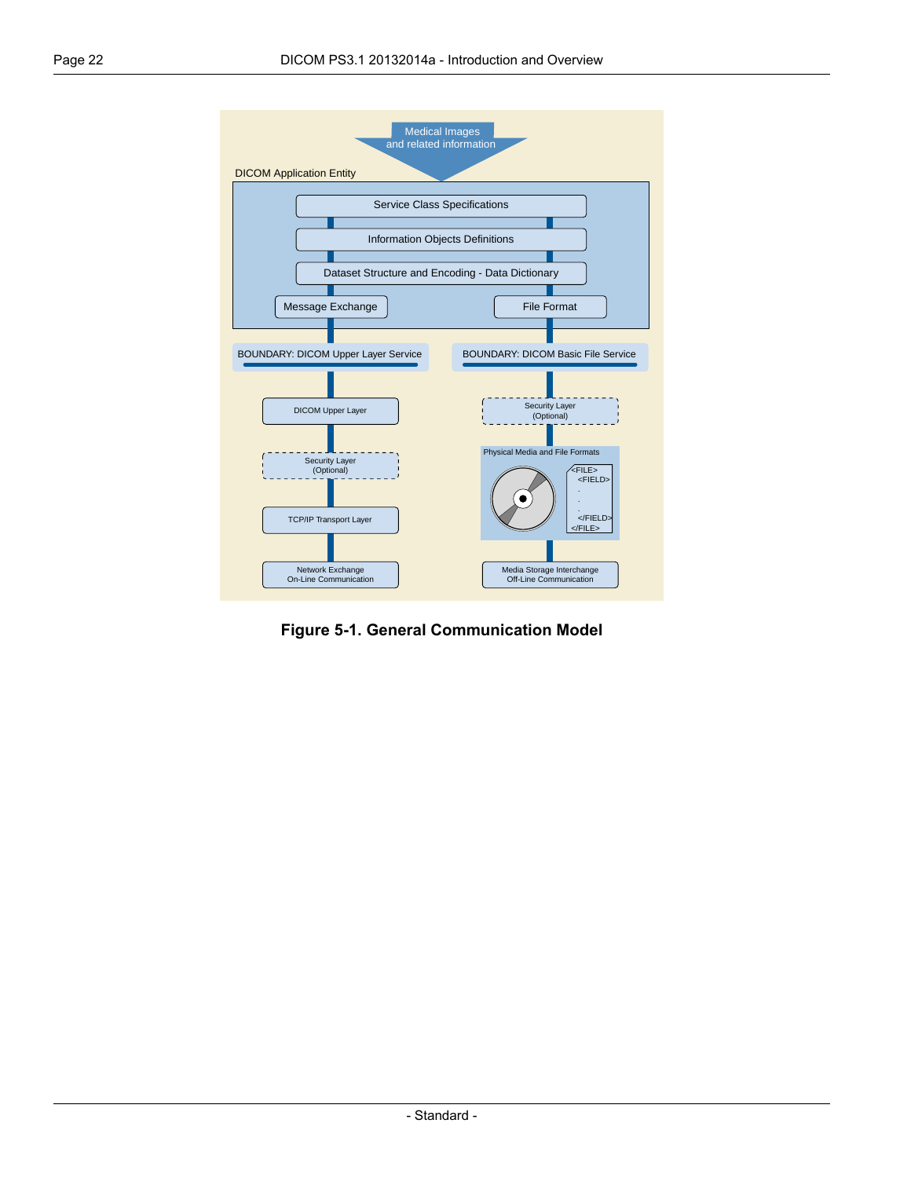**Figure 5-1. General Communication Model**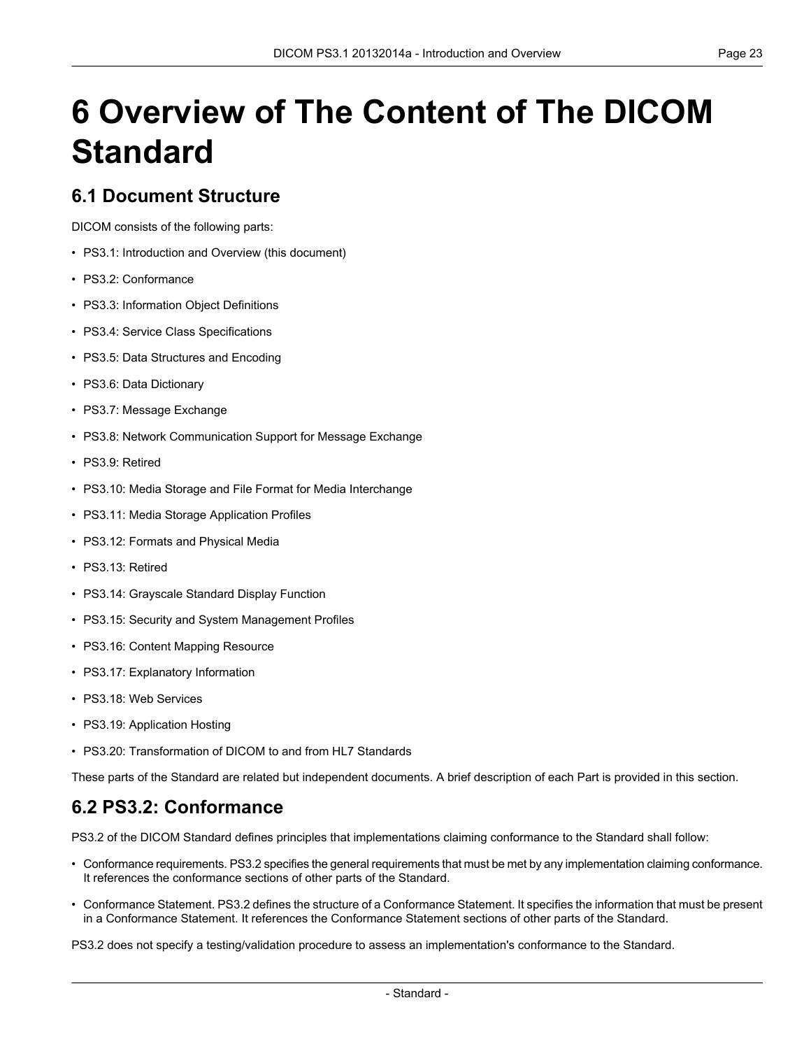# 6 Overview of The Content of The DICOM Standard

## 6.1 Document Structure

DICOM consists of the following parts:

- PS3.1: Introduction and Overview (this document)
- PS3.2: Conformance
- PS3.3: Information Object Definitions
- PS3.4: Service Class Specifications
- PS3.5: Data Structures and Encoding
- PS3.6: Data Dictionary
- PS3.7: Message Exchange
- PS3.8: Network Communication Support for Message Exchange
- PS3.9: Retired
- PS3.10: Media Storage and File Format for Media Interchange
- PS3.11: Media Storage Application Profiles
- PS3.12: Formats and Physical Media
- PS3.13: Retired
- PS3.14: Grayscale Standard Display Function
- PS3.15: Security and System Management Profiles
- PS3.16: Content Mapping Resource
- PS3.17: Explanatory Information
- PS3.18: Web Services
- PS3.19: Application Hosting
- PS3.20: Transformation of DICOM to and from HL7 Standards

These parts of the Standard are related but independent documents. A brief description of each Part is provided in this section.

## 6.2 PS3.2: Conformance

PS3.2 of the DICOM Standard defines principles that implementations claiming conformance to the Standard shall follow:

- Conformance requirements. PS3.2 specifies the general requirements that must be met by any implementation claiming conformance. It references the conformance sections of other parts of the Standard.
- Conformance Statement. PS3.2 defines the structure of a Conformance Statement. It specifies the information that must be present in a Conformance Statement. It references the Conformance Statement sections of other parts of the Standard.

PS3.2 does not specify a testing/validation procedure to assess an implementation's conformance to the Standard.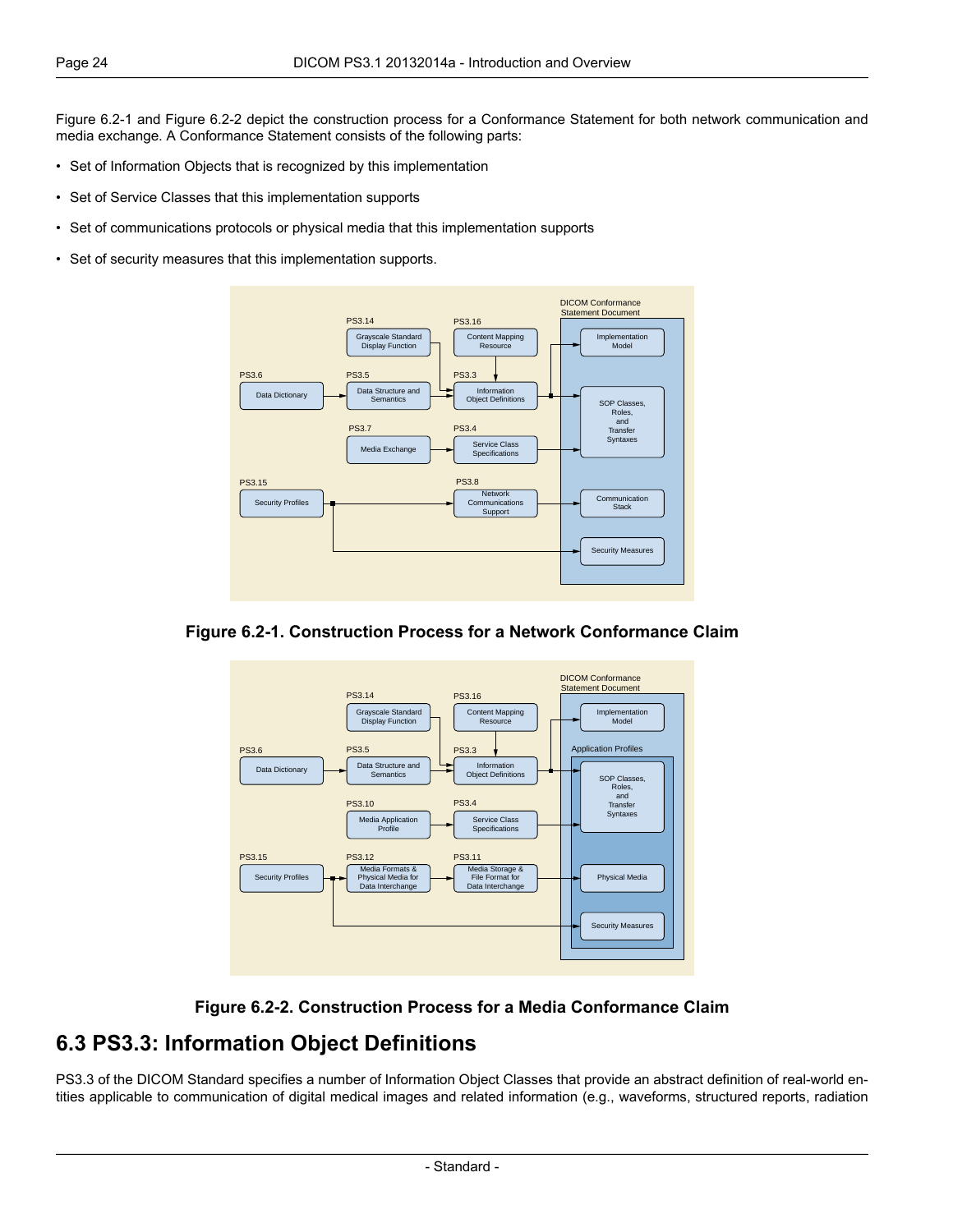Figure 6.2-1 and Figure 6.2-2 depict the construction process for a Conformance Statement for both network communication and media exchange. A Conformance Statement consists of the following parts:

- Set of Information Objects that is recognized by this implementation
- Set of Service Classes that this implementation supports
- Set of communications protocols or physical media that this implementation supports
- Set of security measures that this implementation supports.

**Figure 6.2-1. Construction Process for a Network Conformance Claim**

**Figure 6.2-2. Construction Process for a Media Conformance Claim**

## 6.3 PS3.3: Information Object Definitions

PS3.3 of the DICOM Standard specifies a number of Information Object Classes that provide an abstract definition of real-world entities applicable to communication of digital medical images and related information (e.g., waveforms, structured reports, radiation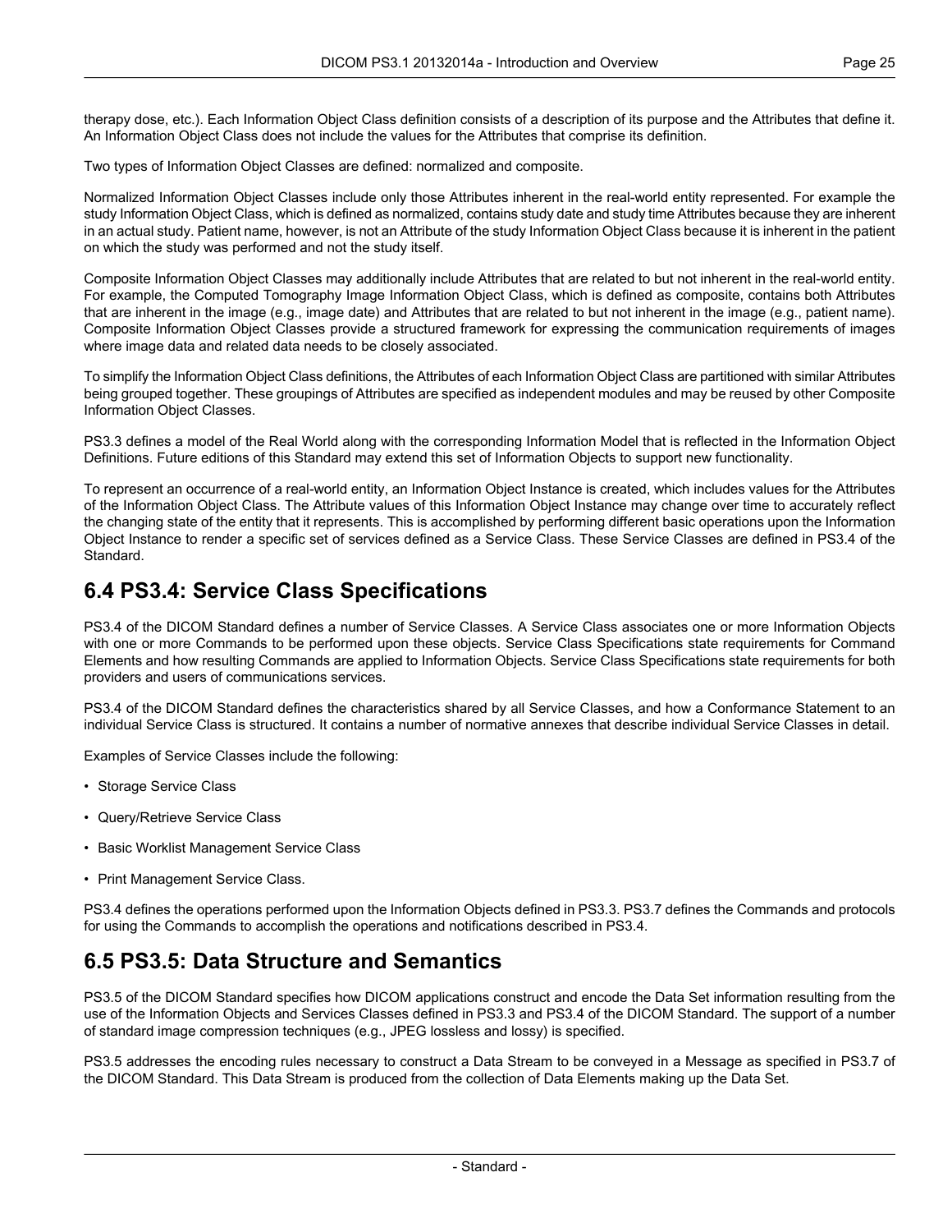therapy dose, etc.). Each Information Object Class definition consists of a description of its purpose and the Attributes that define it. An Information Object Class does not include the values for the Attributes that comprise its definition.

Two types of Information Object Classes are defined: normalized and composite.

Normalized Information Object Classes include only those Attributes inherent in the real-world entity represented. For example the study Information Object Class, which is defined as normalized, contains study date and study time Attributes because they are inherent in an actual study. Patient name, however, is not an Attribute of the study Information Object Class because it is inherent in the patient on which the study was performed and not the study itself.

Composite Information Object Classes may additionally include Attributes that are related to but not inherent in the real-world entity. For example, the Computed Tomography Image Information Object Class, which is defined as composite, contains both Attributes that are inherent in the image (e.g., image date) and Attributes that are related to but not inherent in the image (e.g., patient name). Composite Information Object Classes provide a structured framework for expressing the communication requirements of images where image data and related data needs to be closely associated.

To simplify the Information Object Class definitions, the Attributes of each Information Object Class are partitioned with similar Attributes being grouped together. These groupings of Attributes are specified as independent modules and may be reused by other Composite Information Object Classes.

PS3.3 defines a model of the Real World along with the corresponding Information Model that is reflected in the Information Object Definitions. Future editions of this Standard may extend this set of Information Objects to support new functionality.

To represent an occurrence of a real-world entity, an Information Object Instance is created, which includes values for the Attributes of the Information Object Class. The Attribute values of this Information Object Instance may change over time to accurately reflect the changing state of the entity that it represents. This is accomplished by performing different basic operations upon the Information Object Instance to render a specific set of services defined as a Service Class. These Service Classes are defined in PS3.4 of the Standard.

## 6.4 PS3.4: Service Class Specifications

PS3.4 of the DICOM Standard defines a number of Service Classes. A Service Class associates one or more Information Objects with one or more Commands to be performed upon these objects. Service Class Specifications state requirements for Command Elements and how resulting Commands are applied to Information Objects. Service Class Specifications state requirements for both providers and users of communications services.

PS3.4 of the DICOM Standard defines the characteristics shared by all Service Classes, and how a Conformance Statement to an individual Service Class is structured. It contains a number of normative annexes that describe individual Service Classes in detail.

Examples of Service Classes include the following:

- Storage Service Class
- Query/Retrieve Service Class
- Basic Worklist Management Service Class
- Print Management Service Class.

PS3.4 defines the operations performed upon the Information Objects defined in PS3.3. PS3.7 defines the Commands and protocols for using the Commands to accomplish the operations and notifications described in PS3.4.

## 6.5 PS3.5: Data Structure and Semantics

PS3.5 of the DICOM Standard specifies how DICOM applications construct and encode the Data Set information resulting from the use of the Information Objects and Services Classes defined in PS3.3 and PS3.4 of the DICOM Standard. The support of a number of standard image compression techniques (e.g., JPEG lossless and lossy) is specified.

PS3.5 addresses the encoding rules necessary to construct a Data Stream to be conveyed in a Message as specified in PS3.7 of the DICOM Standard. This Data Stream is produced from the collection of Data Elements making up the Data Set.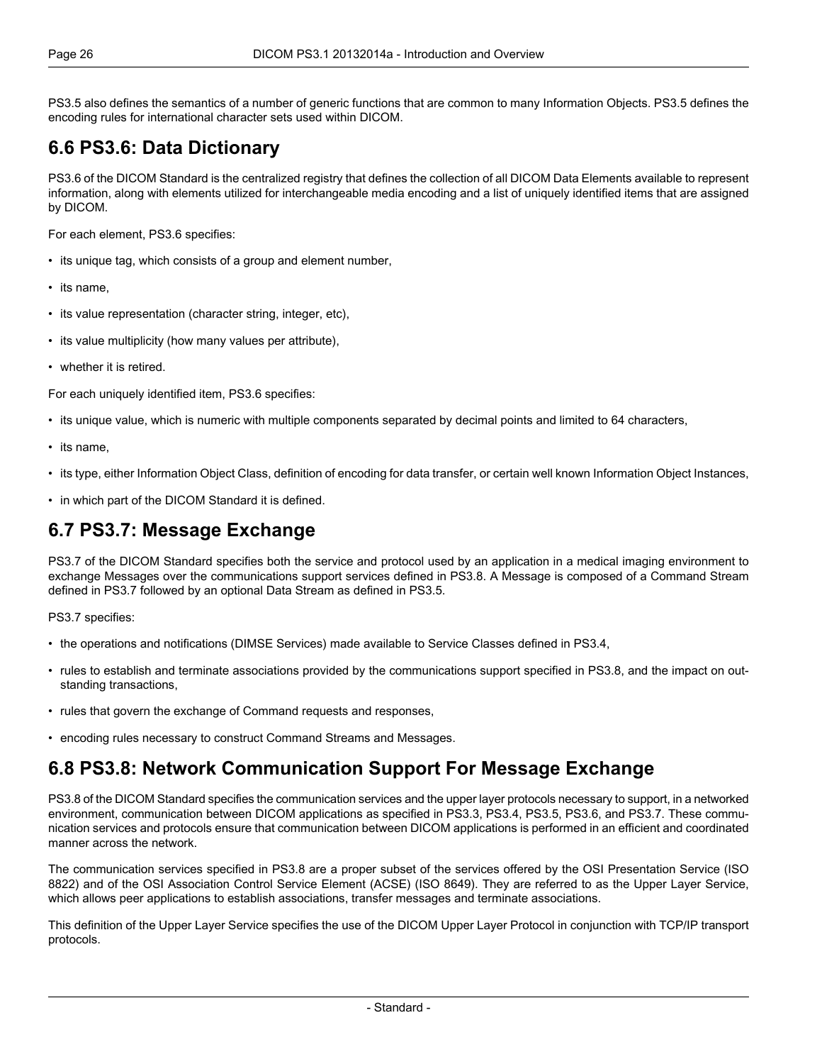PS3.5 also defines the semantics of a number of generic functions that are common to many Information Objects. PS3.5 defines the encoding rules for international character sets used within DICOM.

## 6.6 PS3.6: Data Dictionary

PS3.6 of the DICOM Standard is the centralized registry that defines the collection of all DICOM Data Elements available to represent information, along with elements utilized for interchangeable media encoding and a list of uniquely identified items that are assigned by DICOM.

For each element, PS3.6 specifies:

- its unique tag, which consists of a group and element number,
- its name,
- its value representation (character string, integer, etc),
- its value multiplicity (how many values per attribute),
- whether it is retired.

For each uniquely identified item, PS3.6 specifies:

- its unique value, which is numeric with multiple components separated by decimal points and limited to 64 characters,
- its name,
- its type, either Information Object Class, definition of encoding for data transfer, or certain well known Information Object Instances,
- in which part of the DICOM Standard it is defined.

## 6.7 PS3.7: Message Exchange

PS3.7 of the DICOM Standard specifies both the service and protocol used by an application in a medical imaging environment to exchange Messages over the communications support services defined in PS3.8. A Message is composed of a Command Stream defined in PS3.7 followed by an optional Data Stream as defined in PS3.5.

PS3.7 specifies:

- the operations and notifications (DIMSE Services) made available to Service Classes defined in PS3.4,
- rules to establish and terminate associations provided by the communications support specified in PS3.8, and the impact on outstanding transactions,
- rules that govern the exchange of Command requests and responses,
- encoding rules necessary to construct Command Streams and Messages.

## 6.8 PS3.8: Network Communication Support For Message Exchange

PS3.8 of the DICOM Standard specifies the communication services and the upper layer protocols necessary to support, in a networked environment, communication between DICOM applications as specified in PS3.3, PS3.4, PS3.5, PS3.6, and PS3.7. These communication services and protocols ensure that communication between DICOM applications is performed in an efficient and coordinated manner across the network.

The communication services specified in PS3.8 are a proper subset of the services offered by the OSI Presentation Service (ISO 8822) and of the OSI Association Control Service Element (ACSE) (ISO 8649). They are referred to as the Upper Layer Service, which allows peer applications to establish associations, transfer messages and terminate associations.

This definition of the Upper Layer Service specifies the use of the DICOM Upper Layer Protocol in conjunction with TCP/IP transport protocols.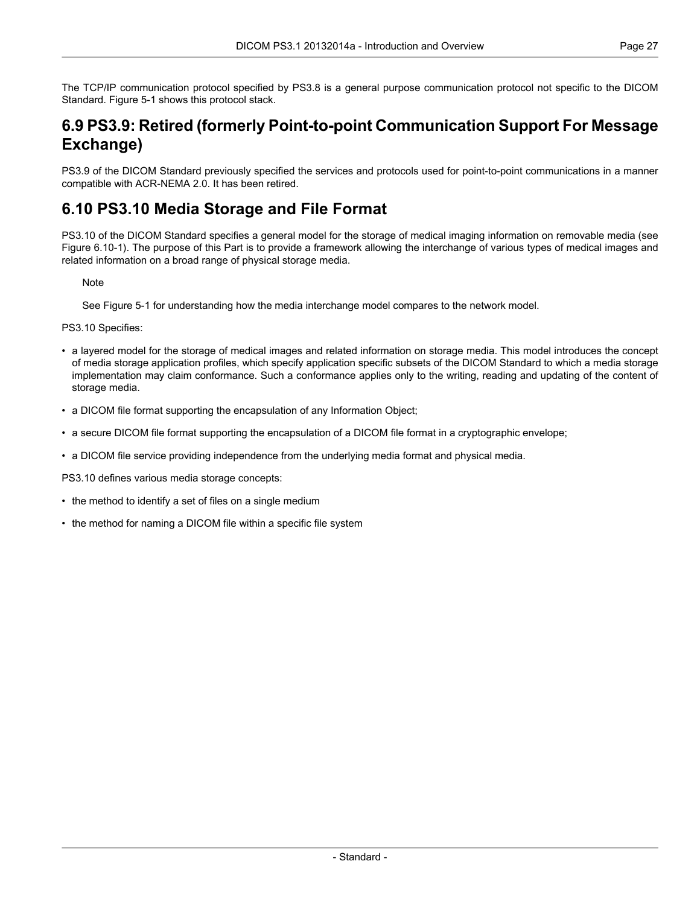The TCP/IP communication protocol specified by PS3.8 is a general purpose communication protocol not specific to the DICOM Standard. Figure 5-1 shows this protocol stack.

## 6.9 PS3.9: Retired (formerly Point-to-point Communication Support For Message Exchange)

PS3.9 of the DICOM Standard previously specified the services and protocols used for point-to-point communications in a manner compatible with ACR-NEMA 2.0. It has been retired.

## 6.10 PS3.10 Media Storage and File Format

PS3.10 of the DICOM Standard specifies a general model for the storage of medical imaging information on removable media (see Figure 6.10-1). The purpose of this Part is to provide a framework allowing the interchange of various types of medical images and related information on a broad range of physical storage media.

> Note
>
> See Figure 5-1 for understanding how the media interchange model compares to the network model.

PS3.10 Specifies:

- a layered model for the storage of medical images and related information on storage media. This model introduces the concept of media storage application profiles, which specify application specific subsets of the DICOM Standard to which a media storage implementation may claim conformance. Such a conformance applies only to the writing, reading and updating of the content of storage media.
- a DICOM file format supporting the encapsulation of any Information Object;
- a secure DICOM file format supporting the encapsulation of a DICOM file format in a cryptographic envelope;
- a DICOM file service providing independence from the underlying media format and physical media.

PS3.10 defines various media storage concepts:

- the method to identify a set of files on a single medium
- the method for naming a DICOM file within a specific file system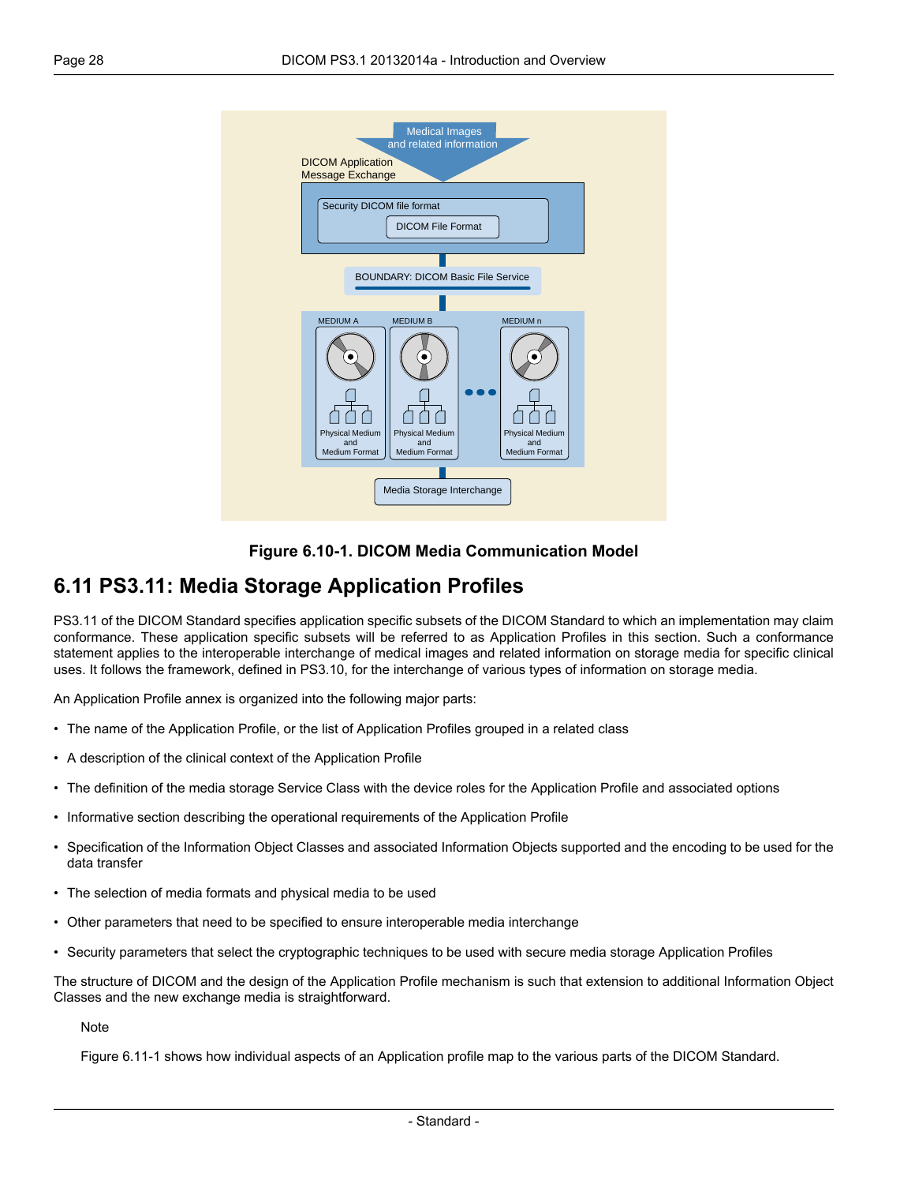Figure 6.10-1. DICOM Media Communication Model

## 6.11 PS3.11: Media Storage Application Profiles

PS3.11 of the DICOM Standard specifies application specific subsets of the DICOM Standard to which an implementation may claim conformance. These application specific subsets will be referred to as Application Profiles in this section. Such a conformance statement applies to the interoperable interchange of medical images and related information on storage media for specific clinical uses. It follows the framework, defined in PS3.10, for the interchange of various types of information on storage media.

An Application Profile annex is organized into the following major parts:

- The name of the Application Profile, or the list of Application Profiles grouped in a related class
- A description of the clinical context of the Application Profile
- The definition of the media storage Service Class with the device roles for the Application Profile and associated options
- Informative section describing the operational requirements of the Application Profile
- Specification of the Information Object Classes and associated Information Objects supported and the encoding to be used for the data transfer
- The selection of media formats and physical media to be used
- Other parameters that need to be specified to ensure interoperable media interchange
- Security parameters that select the cryptographic techniques to be used with secure media storage Application Profiles

The structure of DICOM and the design of the Application Profile mechanism is such that extension to additional Information Object Classes and the new exchange media is straightforward.

Note

Figure 6.11-1 shows how individual aspects of an Application profile map to the various parts of the DICOM Standard.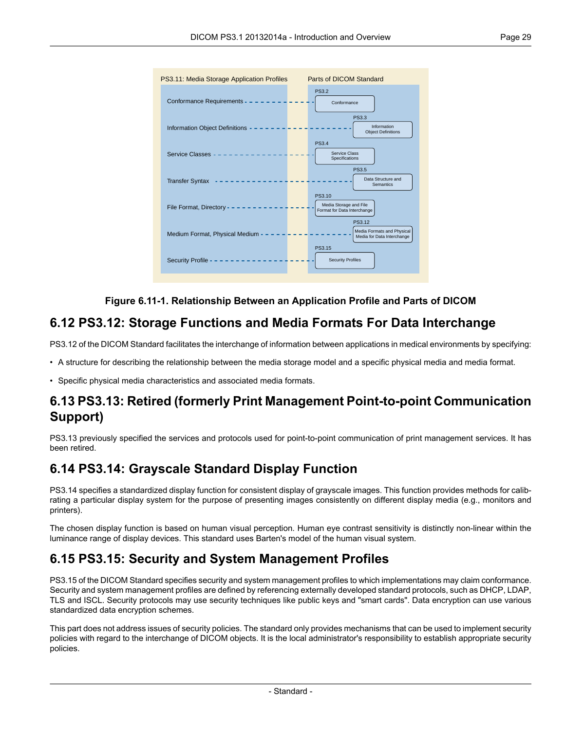Figure 6.11-1. Relationship Between an Application Profile and Parts of DICOM

## 6.12 PS3.12: Storage Functions and Media Formats For Data Interchange

PS3.12 of the DICOM Standard facilitates the interchange of information between applications in medical environments by specifying:

- A structure for describing the relationship between the media storage model and a specific physical media and media format.
- Specific physical media characteristics and associated media formats.

## 6.13 PS3.13: Retired (formerly Print Management Point-to-point Communication Support)

PS3.13 previously specified the services and protocols used for point-to-point communication of print management services. It has been retired.

## 6.14 PS3.14: Grayscale Standard Display Function

PS3.14 specifies a standardized display function for consistent display of grayscale images. This function provides methods for calibrating a particular display system for the purpose of presenting images consistently on different display media (e.g., monitors and printers).

The chosen display function is based on human visual perception. Human eye contrast sensitivity is distinctly non-linear within the luminance range of display devices. This standard uses Barten's model of the human visual system.

## 6.15 PS3.15: Security and System Management Profiles

PS3.15 of the DICOM Standard specifies security and system management profiles to which implementations may claim conformance. Security and system management profiles are defined by referencing externally developed standard protocols, such as DHCP, LDAP, TLS and ISCL. Security protocols may use security techniques like public keys and "smart cards". Data encryption can use various standardized data encryption schemes.

This part does not address issues of security policies. The standard only provides mechanisms that can be used to implement security policies with regard to the interchange of DICOM objects. It is the local administrator's responsibility to establish appropriate security policies.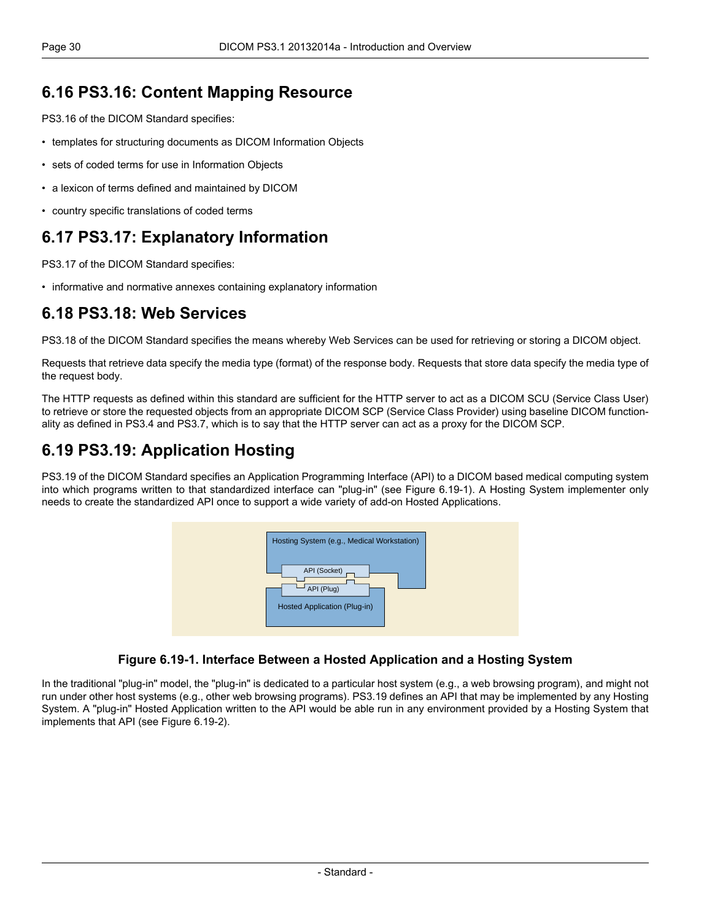## 6.16 PS3.16: Content Mapping Resource

PS3.16 of the DICOM Standard specifies:

- templates for structuring documents as DICOM Information Objects
- sets of coded terms for use in Information Objects
- a lexicon of terms defined and maintained by DICOM
- country specific translations of coded terms

## 6.17 PS3.17: Explanatory Information

PS3.17 of the DICOM Standard specifies:

- informative and normative annexes containing explanatory information

## 6.18 PS3.18: Web Services

PS3.18 of the DICOM Standard specifies the means whereby Web Services can be used for retrieving or storing a DICOM object.

Requests that retrieve data specify the media type (format) of the response body. Requests that store data specify the media type of the request body.

The HTTP requests as defined within this standard are sufficient for the HTTP server to act as a DICOM SCU (Service Class User) to retrieve or store the requested objects from an appropriate DICOM SCP (Service Class Provider) using baseline DICOM functionality as defined in PS3.4 and PS3.7, which is to say that the HTTP server can act as a proxy for the DICOM SCP.

## 6.19 PS3.19: Application Hosting

PS3.19 of the DICOM Standard specifies an Application Programming Interface (API) to a DICOM based medical computing system into which programs written to that standardized interface can "plug-in" (see Figure 6.19-1). A Hosting System implementer only needs to create the standardized API once to support a wide variety of add-on Hosted Applications.

Hosting System (e.g., Medical Workstation)

API (Socket)

API (Plug)

Hosted Application (Plug-in)

**Figure 6.19-1. Interface Between a Hosted Application and a Hosting System**

In the traditional "plug-in" model, the "plug-in" is dedicated to a particular host system (e.g., a web browsing program), and might not run under other host systems (e.g., other web browsing programs). PS3.19 defines an API that may be implemented by any Hosting System. A "plug-in" Hosted Application written to the API would be able run in any environment provided by a Hosting System that implements that API (see Figure 6.19-2).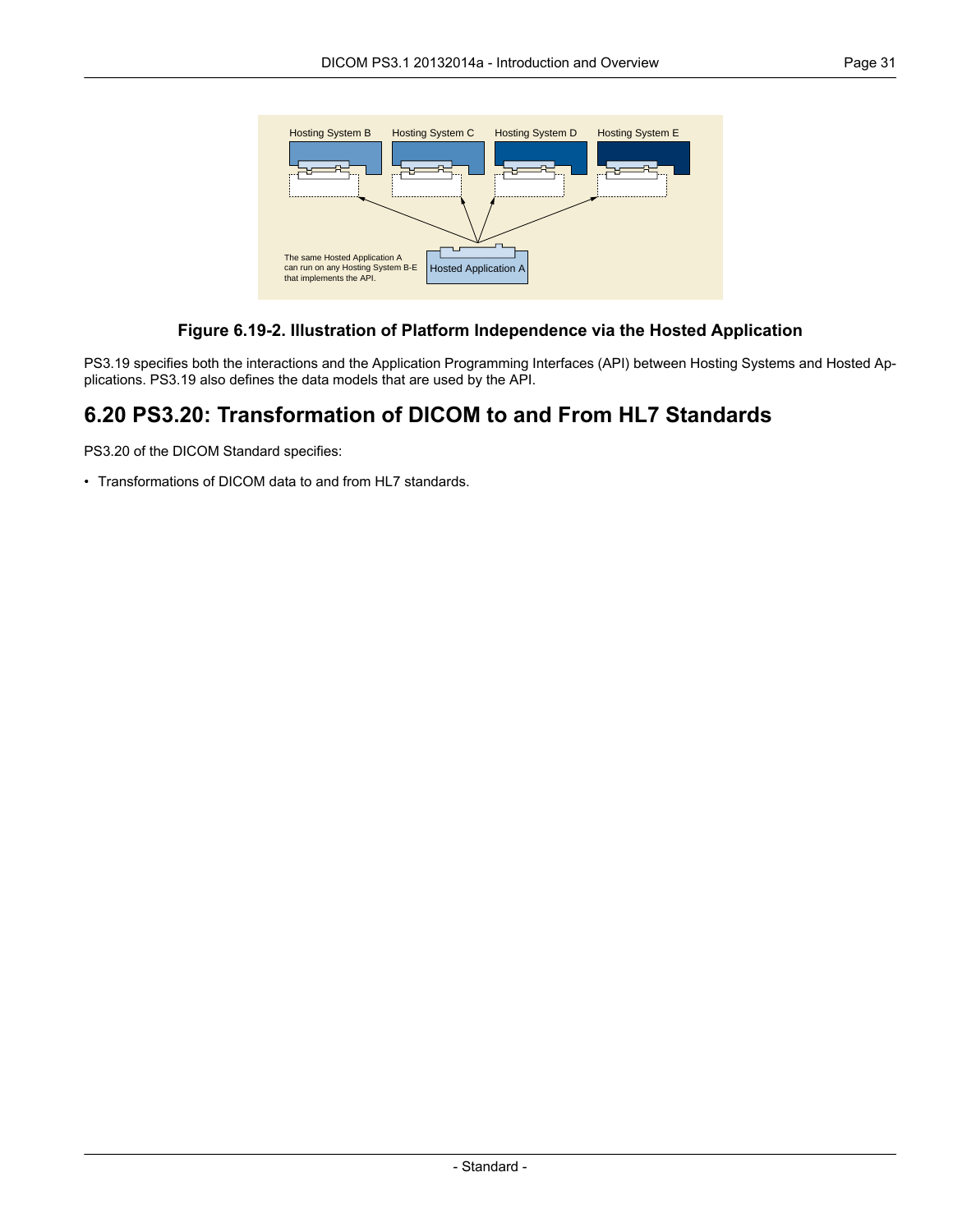**Figure 6.19-2. Illustration of Platform Independence via the Hosted Application**

PS3.19 specifies both the interactions and the Application Programming Interfaces (API) between Hosting Systems and Hosted Applications. PS3.19 also defines the data models that are used by the API.

## 6.20 PS3.20: Transformation of DICOM to and From HL7 Standards

PS3.20 of the DICOM Standard specifies:

- Transformations of DICOM data to and from HL7 standards.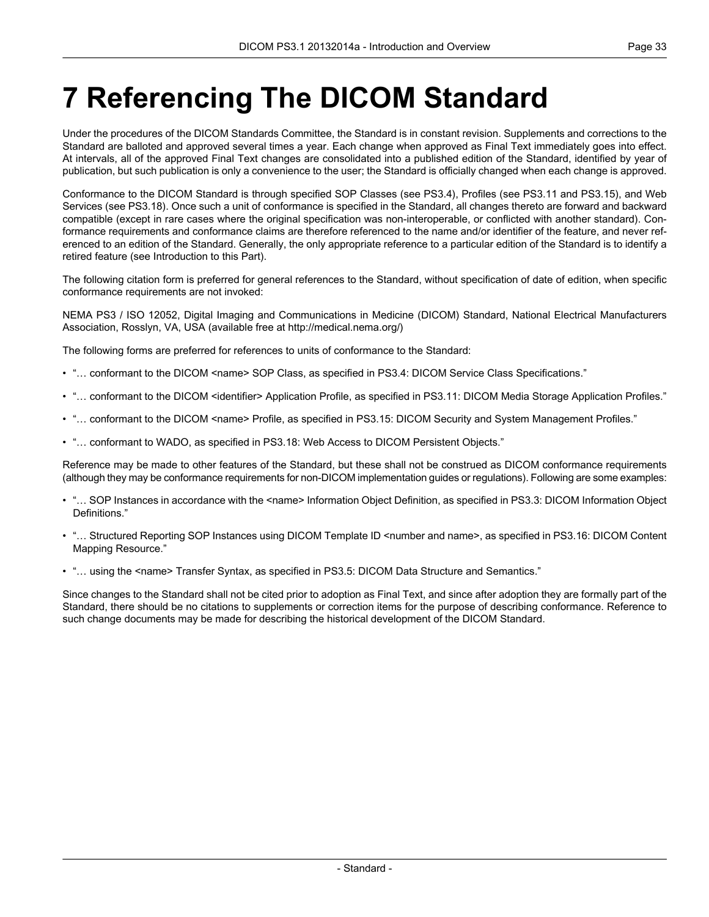# 7 Referencing The DICOM Standard

Under the procedures of the DICOM Standards Committee, the Standard is in constant revision. Supplements and corrections to the Standard are balloted and approved several times a year. Each change when approved as Final Text immediately goes into effect. At intervals, all of the approved Final Text changes are consolidated into a published edition of the Standard, identified by year of publication, but such publication is only a convenience to the user; the Standard is officially changed when each change is approved.

Conformance to the DICOM Standard is through specified SOP Classes (see PS3.4), Profiles (see PS3.11 and PS3.15), and Web Services (see PS3.18). Once such a unit of conformance is specified in the Standard, all changes thereto are forward and backward compatible (except in rare cases where the original specification was non-interoperable, or conflicted with another standard). Conformance requirements and conformance claims are therefore referenced to the name and/or identifier of the feature, and never referenced to an edition of the Standard. Generally, the only appropriate reference to a particular edition of the Standard is to identify a retired feature (see Introduction to this Part).

The following citation form is preferred for general references to the Standard, without specification of date of edition, when specific conformance requirements are not invoked:

NEMA PS3 / ISO 12052, Digital Imaging and Communications in Medicine (DICOM) Standard, National Electrical Manufacturers Association, Rosslyn, VA, USA (available free at http://medical.nema.org/)

The following forms are preferred for references to units of conformance to the Standard:

- "… conformant to the DICOM <name> SOP Class, as specified in PS3.4: DICOM Service Class Specifications."
- "… conformant to the DICOM <identifier> Application Profile, as specified in PS3.11: DICOM Media Storage Application Profiles."
- "… conformant to the DICOM <name> Profile, as specified in PS3.15: DICOM Security and System Management Profiles."
- "… conformant to WADO, as specified in PS3.18: Web Access to DICOM Persistent Objects."

Reference may be made to other features of the Standard, but these shall not be construed as DICOM conformance requirements (although they may be conformance requirements for non-DICOM implementation guides or regulations). Following are some examples:

- "… SOP Instances in accordance with the <name> Information Object Definition, as specified in PS3.3: DICOM Information Object Definitions."
- "… Structured Reporting SOP Instances using DICOM Template ID <number and name>, as specified in PS3.16: DICOM Content Mapping Resource."
- "… using the <name> Transfer Syntax, as specified in PS3.5: DICOM Data Structure and Semantics."

Since changes to the Standard shall not be cited prior to adoption as Final Text, and since after adoption they are formally part of the Standard, there should be no citations to supplements or correction items for the purpose of describing conformance. Reference to such change documents may be made for describing the historical development of the DICOM Standard.